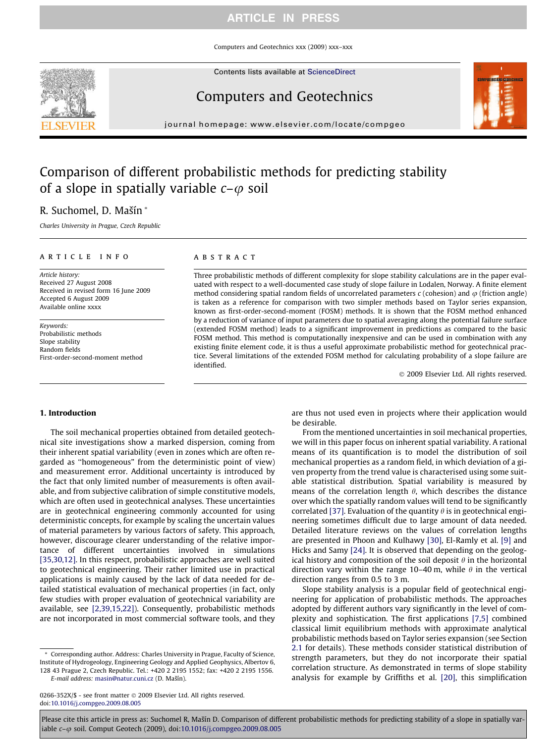# Comparison of different probabilistic methods for predicting stability of a slope in spatially variable $c$–$\varphi$ soil

R. Suchomel, D. Mašín *

*Charles University in Prague, Czech Republic*

ARTICLE INFO

*Article history:*
Received 27 August 2008
Received in revised form 16 June 2009
Accepted 6 August 2009
Available online xxxx

*Keywords:*
Probabilistic methods
Slope stability
Random fields
First-order-second-moment method

ABSTRACT

Three probabilistic methods of different complexity for slope stability calculations are in the paper evaluated with respect to a well-documented case study of slope failure in Lodalen, Norway. A finite element method considering spatial random fields of uncorrelated parameters $c$ (cohesion) and $\varphi$ (friction angle) is taken as a reference for comparison with two simpler methods based on Taylor series expansion, known as first-order-second-moment (FOSM) methods. It is shown that the FOSM method enhanced by a reduction of variance of input parameters due to spatial averaging along the potential failure surface (extended FOSM method) leads to a significant improvement in predictions as compared to the basic FOSM method. This method is computationally inexpensive and can be used in combination with any existing finite element code, it is thus a useful approximate probabilistic method for geotechnical practice. Several limitations of the extended FOSM method for calculating probability of a slope failure are identified.

© 2009 Elsevier Ltd. All rights reserved.

## 1. Introduction

The soil mechanical properties obtained from detailed geotechnical site investigations show a marked dispersion, coming from their inherent spatial variability (even in zones which are often regarded as "homogeneous" from the deterministic point of view) and measurement error. Additional uncertainty is introduced by the fact that only limited number of measurements is often available, and from subjective calibration of simple constitutive models, which are often used in geotechnical analyses. These uncertainties are in geotechnical engineering commonly accounted for using deterministic concepts, for example by scaling the uncertain values of material parameters by various factors of safety. This approach, however, discourage clearer understanding of the relative importance of different uncertainties involved in simulations [35,30,12]. In this respect, probabilistic approaches are well suited to geotechnical engineering. Their rather limited use in practical applications is mainly caused by the lack of data needed for detailed statistical evaluation of mechanical properties (in fact, only few studies with proper evaluation of geotechnical variability are available, see [2,39,15,22]). Consequently, probabilistic methods are not incorporated in most commercial software tools, and they are thus not used even in projects where their application would be desirable.

From the mentioned uncertainties in soil mechanical properties, we will in this paper focus on inherent spatial variability. A rational means of its quantification is to model the distribution of soil mechanical properties as a random field, in which deviation of a given property from the trend value is characterised using some suitable statistical distribution. Spatial variability is measured by means of the correlation length $\theta$, which describes the distance over which the spatially random values will tend to be significantly correlated [37]. Evaluation of the quantity $\theta$ is in geotechnical engineering sometimes difficult due to large amount of data needed. Detailed literature reviews on the values of correlation lengths are presented in Phoon and Kulhawy [30], El-Ramly et al. [9] and Hicks and Samy [24]. It is observed that depending on the geological history and composition of the soil deposit $\theta$ in the horizontal direction vary within the range 10–40 m, while $\theta$ in the vertical direction ranges from 0.5 to 3 m.

Slope stability analysis is a popular field of geotechnical engineering for application of probabilistic methods. The approaches adopted by different authors vary significantly in the level of complexity and sophistication. The first applications [7,5] combined classical limit equilibrium methods with approximate analytical probabilistic methods based on Taylor series expansion (see Section 2.1 for details). These methods consider statistical distribution of strength parameters, but they do not incorporate their spatial correlation structure. As demonstrated in terms of slope stability analysis for example by Griffiths et al. [20], this simplification

* Corresponding author. Address: Charles University in Prague, Faculty of Science, Institute of Hydrogeology, Engineering Geology and Applied Geophysics, Albertov 6, 128 43 Prague 2, Czech Republic. Tel.: +420 2 2195 1552; fax: +420 2 2195 1556.
*E-mail address:* masin@natur.cuni.cz (D. Mašín).

0266-352X/$ - see front matter © 2009 Elsevier Ltd. All rights reserved.
doi:10.1016/j.compgeo.2009.08.005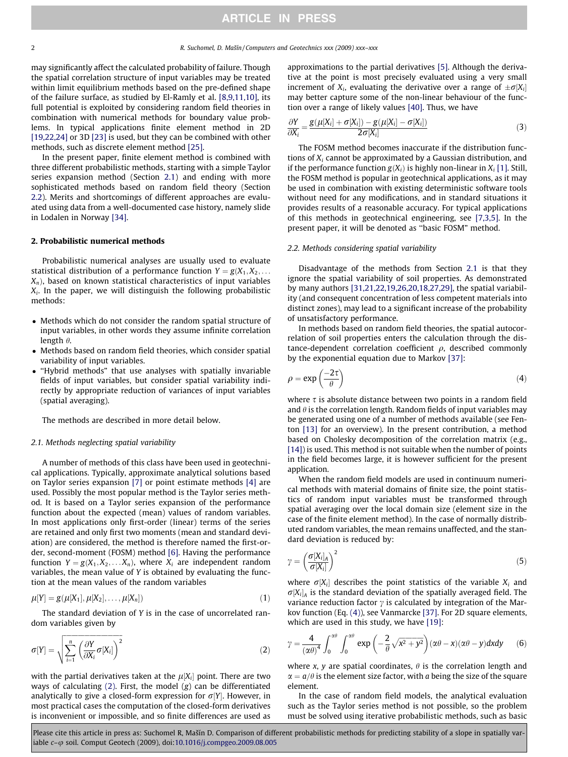may significantly affect the calculated probability of failure. Though the spatial correlation structure of input variables may be treated within limit equilibrium methods based on the pre-defined shape of the failure surface, as studied by El-Ramly et al. [8,9,11,10], its full potential is exploited by considering random field theories in combination with numerical methods for boundary value problems. In typical applications finite element method in 2D [19,22,24] or 3D [23] is used, but they can be combined with other methods, such as discrete element method [25].

In the present paper, finite element method is combined with three different probabilistic methods, starting with a simple Taylor series expansion method (Section 2.1) and ending with more sophisticated methods based on random field theory (Section 2.2). Merits and shortcomings of different approaches are evaluated using data from a well-documented case history, namely slide in Lodalen in Norway [34].

## 2. Probabilistic numerical methods

Probabilistic numerical analyses are usually used to evaluate statistical distribution of a performance function $Y = g(X_1, X_2, \ldots X_n)$, based on known statistical characteristics of input variables $X_i$. In the paper, we will distinguish the following probabilistic methods:

- Methods which do not consider the random spatial structure of input variables, in other words they assume infinite correlation length $\theta$.
- Methods based on random field theories, which consider spatial variability of input variables.
- "Hybrid methods" that use analyses with spatially invariable fields of input variables, but consider spatial variability indirectly by appropriate reduction of variances of input variables (spatial averaging).

The methods are described in more detail below.

### 2.1. Methods neglecting spatial variability

A number of methods of this class have been used in geotechnical applications. Typically, approximate analytical solutions based on Taylor series expansion [7] or point estimate methods [4] are used. Possibly the most popular method is the Taylor series method. It is based on a Taylor series expansion of the performance function about the expected (mean) values of random variables. In most applications only first-order (linear) terms of the series are retained and only first two moments (mean and standard deviation) are considered, the method is therefore named the first-order, second-moment (FOSM) method [6]. Having the performance function $Y = g(X_1, X_2, \ldots X_n)$, where $X_i$ are independent random variables, the mean value of $Y$ is obtained by evaluating the function at the mean values of the random variables

$$\mu[Y] = g(\mu[X_1], \mu[X_2], \ldots, \mu[X_n]) \tag{1}$$

The standard deviation of $Y$ is in the case of uncorrelated random variables given by

$$\sigma[Y] = \sqrt{\sum_{i=1}^{n} \left( \frac{\partial Y}{\partial X_i} \sigma[X_i] \right)^2} \tag{2}$$

with the partial derivatives taken at the $\mu[X_i]$ point. There are two ways of calculating (2). First, the model ($g$) can be differentiated analytically to give a closed-form expression for $\sigma[Y]$. However, in most practical cases the computation of the closed-form derivatives is inconvenient or impossible, and so finite differences are used as approximations to the partial derivatives [5]. Although the derivative at the point is most precisely evaluated using a very small increment of $X_i$, evaluating the derivative over a range of $\pm\sigma[X_i]$ may better capture some of the non-linear behaviour of the function over a range of likely values [40]. Thus, we have

$$\frac{\partial Y}{\partial X_i} = \frac{g(\mu[X_i] + \sigma[X_i]) - g(\mu[X_i] - \sigma[X_i])}{2\sigma[X_i]} \tag{3}$$

The FOSM method becomes inaccurate if the distribution functions of $X_i$ cannot be approximated by a Gaussian distribution, and if the performance function $g(X_i)$ is highly non-linear in $X_i$ [1]. Still, the FOSM method is popular in geotechnical applications, as it may be used in combination with existing deterministic software tools without need for any modifications, and in standard situations it provides results of a reasonable accuracy. For typical applications of this methods in geotechnical engineering, see [7,3,5]. In the present paper, it will be denoted as "basic FOSM" method.

### 2.2. Methods considering spatial variability

Disadvantage of the methods from Section 2.1 is that they ignore the spatial variability of soil properties. As demonstrated by many authors [31,21,22,19,26,20,18,27,29], the spatial variability (and consequent concentration of less competent materials into distinct zones), may lead to a significant increase of the probability of unsatisfactory performance.

In methods based on random field theories, the spatial autocorrelation of soil properties enters the calculation through the distance-dependent correlation coefficient $\rho$, described commonly by the exponential equation due to Markov [37]:

$$\rho = \exp\left(\frac{-2\tau}{\theta}\right) \tag{4}$$

where $\tau$ is absolute distance between two points in a random field and $\theta$ is the correlation length. Random fields of input variables may be generated using one of a number of methods available (see Fenton [13] for an overview). In the present contribution, a method based on Cholesky decomposition of the correlation matrix (e.g., [14]) is used. This method is not suitable when the number of points in the field becomes large, it is however sufficient for the present application.

When the random field models are used in continuum numerical methods with material domains of finite size, the point statistics of random input variables must be transformed through spatial averaging over the local domain size (element size in the case of the finite element method). In the case of normally distributed random variables, the mean remains unaffected, and the standard deviation is reduced by:

$$\gamma = \left(\frac{\sigma[X_i]_A}{\sigma[X_i]}\right)^2 \tag{5}$$

where $\sigma[X_i]$ describes the point statistics of the variable $X_i$ and $\sigma[X_i]_A$ is the standard deviation of the spatially averaged field. The variance reduction factor $\gamma$ is calculated by integration of the Markov function (Eq. (4)), see Vanmarcke [37]. For 2D square elements, which are used in this study, we have [19]:

$$\gamma = \frac{4}{(\alpha\theta)^4} \int_0^{\alpha\theta} \int_0^{\alpha\theta} \exp\left(-\frac{2}{\theta}\sqrt{x^2 + y^2}\right)(\alpha\theta - x)(\alpha\theta - y)dxdy \tag{6}$$

where $x$, $y$ are spatial coordinates, $\theta$ is the correlation length and $\alpha = a/\theta$ is the element size factor, with $a$ being the size of the square element.

In the case of random field models, the analytical evaluation such as the Taylor series method is not possible, so the problem must be solved using iterative probabilistic methods, such as basic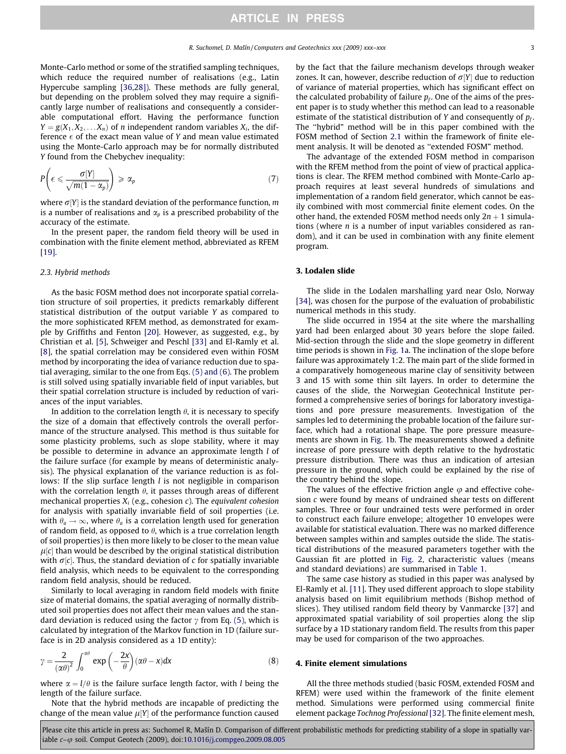Monte-Carlo method or some of the stratified sampling techniques, which reduce the required number of realisations (e.g., Latin Hypercube sampling [36,28]). These methods are fully general, but depending on the problem solved they may require a significantly large number of realisations and consequently a considerable computational effort. Having the performance function $Y = g(X_1, X_2, \ldots X_n)$ of $n$ independent random variables $X_i$, the difference $\epsilon$ of the exact mean value of $Y$ and mean value estimated using the Monte-Carlo approach may be for normally distributed $Y$ found from the Chebychev inequality:

$$P\left(\epsilon \leqslant \frac{\sigma[Y]}{\sqrt{m(1-\alpha_p)}}\right) \geqslant \alpha_p \tag{7}$$

where $\sigma[Y]$ is the standard deviation of the performance function, $m$ is a number of realisations and $\alpha_p$ is a prescribed probability of the accuracy of the estimate.

In the present paper, the random field theory will be used in combination with the finite element method, abbreviated as RFEM [19].

### 2.3. Hybrid methods

As the basic FOSM method does not incorporate spatial correlation structure of soil properties, it predicts remarkably different statistical distribution of the output variable $Y$ as compared to the more sophisticated RFEM method, as demonstrated for example by Griffiths and Fenton [20]. However, as suggested, e.g., by Christian et al. [5], Schweiger and Peschl [33] and El-Ramly et al. [8], the spatial correlation may be considered even within FOSM method by incorporating the idea of variance reduction due to spatial averaging, similar to the one from Eqs. (5) and (6). The problem is still solved using spatially invariable field of input variables, but their spatial correlation structure is included by reduction of variances of the input variables.

In addition to the correlation length $\theta$, it is necessary to specify the size of a domain that effectively controls the overall performance of the structure analysed. This method is thus suitable for some plasticity problems, such as slope stability, where it may be possible to determine in advance an approximate length $l$ of the failure surface (for example by means of deterministic analysis). The physical explanation of the variance reduction is as follows: If the slip surface length $l$ is not negligible in comparison with the correlation length $\theta$, it passes through areas of different mechanical properties $X_i$ (e.g., cohesion $c$). The *equivalent cohesion* for analysis with spatially invariable field of soil properties (i.e. with $\theta_a \to \infty$, where $\theta_a$ is a correlation length used for generation of random field, as opposed to $\theta$, which is a true correlation length of soil properties) is then more likely to be closer to the mean value $\mu[c]$ than would be described by the original statistical distribution with $\sigma[c]$. Thus, the standard deviation of $c$ for spatially invariable field analysis, which needs to be equivalent to the corresponding random field analysis, should be reduced.

Similarly to local averaging in random field models with finite size of material domains, the spatial averaging of normally distributed soil properties does not affect their mean values and the standard deviation is reduced using the factor $\gamma$ from Eq. (5), which is calculated by integration of the Markov function in 1D (failure surface is in 2D analysis considered as a 1D entity):

$$\gamma = \frac{2}{(\alpha\theta)^2}\int_0^{\alpha\theta} \exp\left(-\frac{2x}{\theta}\right)(\alpha\theta - x)dx \tag{8}$$

where $\alpha = l/\theta$ is the failure surface length factor, with $l$ being the length of the failure surface.

Note that the hybrid methods are incapable of predicting the change of the mean value $\mu[Y]$ of the performance function caused by the fact that the failure mechanism develops through weaker zones. It can, however, describe reduction of $\sigma[Y]$ due to reduction of variance of material properties, which has significant effect on the calculated probability of failure $p_f$. One of the aims of the present paper is to study whether this method can lead to a reasonable estimate of the statistical distribution of $Y$ and consequently of $p_f$. The "hybrid" method will be in this paper combined with the FOSM method of Section 2.1 within the framework of finite element analysis. It will be denoted as "extended FOSM" method.

The advantage of the extended FOSM method in comparison with the RFEM method from the point of view of practical applications is clear. The RFEM method combined with Monte-Carlo approach requires at least several hundreds of simulations and implementation of a random field generator, which cannot be easily combined with most commercial finite element codes. On the other hand, the extended FOSM method needs only $2n + 1$ simulations (where $n$ is a number of input variables considered as random), and it can be used in combination with any finite element program.

## 3. Lodalen slide

The slide in the Lodalen marshalling yard near Oslo, Norway [34], was chosen for the purpose of the evaluation of probabilistic numerical methods in this study.

The slide occurred in 1954 at the site where the marshalling yard had been enlarged about 30 years before the slope failed. Mid-section through the slide and the slope geometry in different time periods is shown in Fig. 1a. The inclination of the slope before failure was approximately 1:2. The main part of the slide formed in a comparatively homogeneous marine clay of sensitivity between 3 and 15 with some thin silt layers. In order to determine the causes of the slide, the Norwegian Geotechnical Institute performed a comprehensive series of borings for laboratory investigations and pore pressure measurements. Investigation of the samples led to determining the probable location of the failure surface, which had a rotational shape. The pore pressure measurements are shown in Fig. 1b. The measurements showed a definite increase of pore pressure with depth relative to the hydrostatic pressure distribution. There was thus an indication of artesian pressure in the ground, which could be explained by the rise of the country behind the slope.

The values of the effective friction angle $\varphi$ and effective cohesion $c$ were found by means of undrained shear tests on different samples. Three or four undrained tests were performed in order to construct each failure envelope; altogether 10 envelopes were available for statistical evaluation. There was no marked difference between samples within and samples outside the slide. The statistical distributions of the measured parameters together with the Gaussian fit are plotted in Fig. 2, characteristic values (means and standard deviations) are summarised in Table 1.

The same case history as studied in this paper was analysed by El-Ramly et al. [11]. They used different approach to slope stability analysis based on limit equilibrium methods (Bishop method of slices). They utilised random field theory by Vanmarcke [37] and approximated spatial variability of soil properties along the slip surface by a 1D stationary random field. The results from this paper may be used for comparison of the two approaches.

## 4. Finite element simulations

All the three methods studied (basic FOSM, extended FOSM and RFEM) were used within the framework of the finite element method. Simulations were performed using commercial finite element package *Tochnog Professional* [32]. The finite element mesh,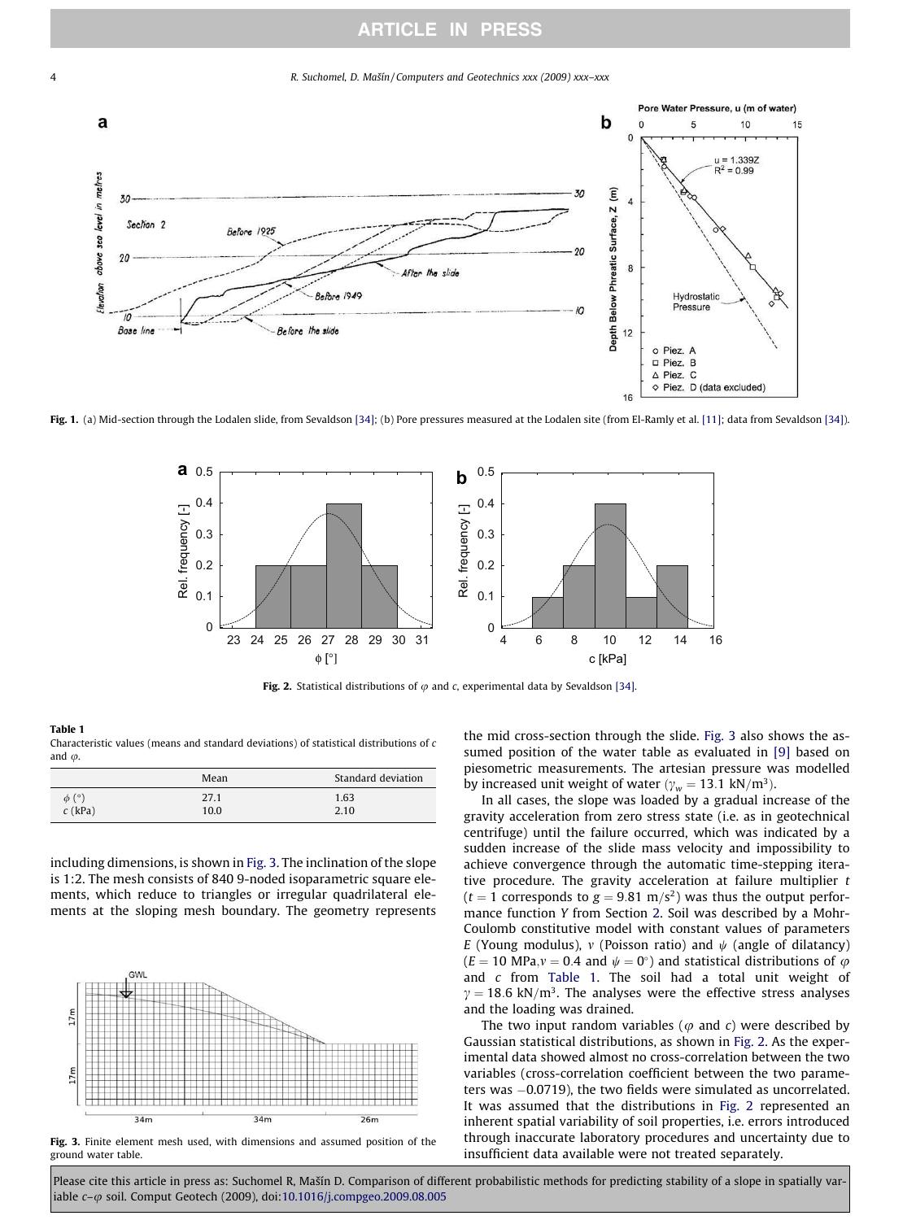Fig. 1. (a) Mid-section through the Lodalen slide, from Sevaldson [34]; (b) Pore pressures measured at the Lodalen site (from El-Ramly et al. [11]; data from Sevaldson [34]).

Fig. 2. Statistical distributions of $\varphi$ and $c$, experimental data by Sevaldson [34].

**Table 1**
Characteristic values (means and standard deviations) of statistical distributions of $c$ and $\varphi$.

| | Mean | Standard deviation |
|---|---|---|
| $\phi$ (°) | 27.1 | 1.63 |
| $c$ (kPa) | 10.0 | 2.10 |

including dimensions, is shown in Fig. 3. The inclination of the slope is 1:2. The mesh consists of 840 9-noded isoparametric square elements, which reduce to triangles or irregular quadrilateral elements at the sloping mesh boundary. The geometry represents the mid cross-section through the slide. Fig. 3 also shows the assumed position of the water table as evaluated in [9] based on piesometric measurements. The artesian pressure was modelled by increased unit weight of water ($\gamma_w = 13.1$ kN/m$^3$).

In all cases, the slope was loaded by a gradual increase of the gravity acceleration from zero stress state (i.e. as in geotechnical centrifuge) until the failure occurred, which was indicated by a sudden increase of the slide mass velocity and impossibility to achieve convergence through the automatic time-stepping iterative procedure. The gravity acceleration at failure multiplier $t$ ($t = 1$ corresponds to $g = 9.81$ m/s$^2$) was thus the output performance function $Y$ from Section 2. Soil was described by a Mohr-Coulomb constitutive model with constant values of parameters $E$ (Young modulus), $\nu$ (Poisson ratio) and $\psi$ (angle of dilatancy) ($E = 10$ MPa,$\nu = 0.4$ and $\psi = 0°$) and statistical distributions of $\varphi$ and $c$ from Table 1. The soil had a total unit weight of $\gamma = 18.6$ kN/m$^3$. The analyses were the effective stress analyses and the loading was drained.

The two input random variables ($\varphi$ and $c$) were described by Gaussian statistical distributions, as shown in Fig. 2. As the experimental data showed almost no cross-correlation between the two variables (cross-correlation coefficient between the two parameters was −0.0719), the two fields were simulated as uncorrelated. It was assumed that the distributions in Fig. 2 represented an inherent spatial variability of soil properties, i.e. errors introduced through inaccurate laboratory procedures and uncertainty due to insufficient data available were not treated separately.

Fig. 3. Finite element mesh used, with dimensions and assumed position of the ground water table.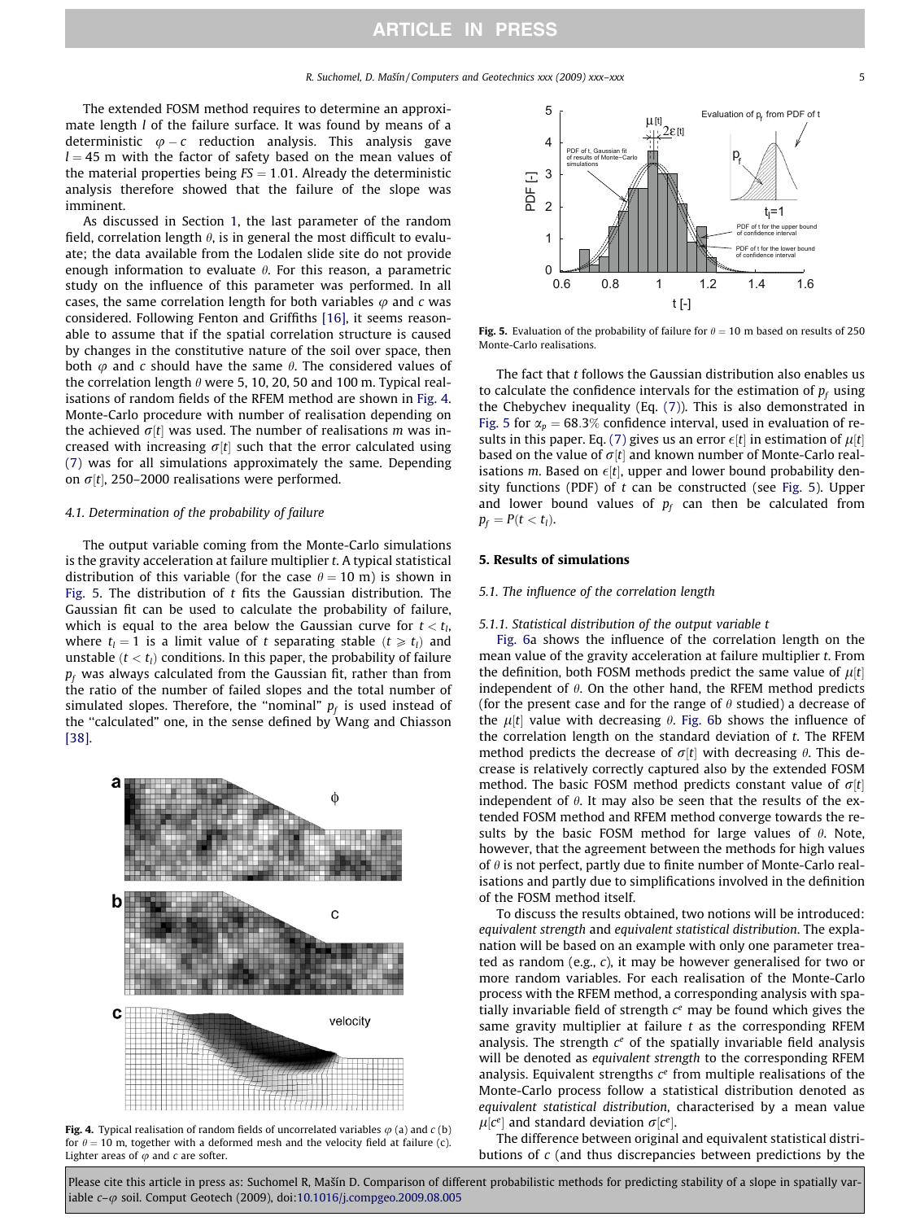The extended FOSM method requires to determine an approximate length $l$ of the failure surface. It was found by means of a deterministic $\varphi - c$ reduction analysis. This analysis gave $l = 45$ m with the factor of safety based on the mean values of the material properties being $FS = 1.01$. Already the deterministic analysis therefore showed that the failure of the slope was imminent.

As discussed in Section 1, the last parameter of the random field, correlation length $\theta$, is in general the most difficult to evaluate; the data available from the Lodalen slide site do not provide enough information to evaluate $\theta$. For this reason, a parametric study on the influence of this parameter was performed. In all cases, the same correlation length for both variables $\varphi$ and $c$ was considered. Following Fenton and Griffiths [16], it seems reasonable to assume that if the spatial correlation structure is caused by changes in the constitutive nature of the soil over space, then both $\varphi$ and $c$ should have the same $\theta$. The considered values of the correlation length $\theta$ were 5, 10, 20, 50 and 100 m. Typical realisations of random fields of the RFEM method are shown in Fig. 4. Monte-Carlo procedure with number of realisation depending on the achieved $\sigma[t]$ was used. The number of realisations $m$ was increased with increasing $\sigma[t]$ such that the error calculated using (7) was for all simulations approximately the same. Depending on $\sigma[t]$, 250–2000 realisations were performed.

### 4.1. Determination of the probability of failure

The output variable coming from the Monte-Carlo simulations is the gravity acceleration at failure multiplier $t$. A typical statistical distribution of this variable (for the case $\theta = 10$ m) is shown in Fig. 5. The distribution of $t$ fits the Gaussian distribution. The Gaussian fit can be used to calculate the probability of failure, which is equal to the area below the Gaussian curve for $t < t_l$, where $t_l = 1$ is a limit value of $t$ separating stable ($t \geqslant t_l$) and unstable ($t < t_l$) conditions. In this paper, the probability of failure $p_f$ was always calculated from the Gaussian fit, rather than from the ratio of the number of failed slopes and the total number of simulated slopes. Therefore, the "nominal" $p_f$ is used instead of the "calculated" one, in the sense defined by Wang and Chiasson [38].

**Fig. 4.** Typical realisation of random fields of uncorrelated variables $\varphi$ (a) and $c$ (b) for $\theta = 10$ m, together with a deformed mesh and the velocity field at failure (c). Lighter areas of $\varphi$ and $c$ are softer.

**Fig. 5.** Evaluation of the probability of failure for $\theta = 10$ m based on results of 250 Monte-Carlo realisations.

The fact that $t$ follows the Gaussian distribution also enables us to calculate the confidence intervals for the estimation of $p_f$ using the Chebychev inequality (Eq. (7)). This is also demonstrated in Fig. 5 for $\alpha_p = 68.3\%$ confidence interval, used in evaluation of results in this paper. Eq. (7) gives us an error $\epsilon[t]$ in estimation of $\mu[t]$ based on the value of $\sigma[t]$ and known number of Monte-Carlo realisations $m$. Based on $\epsilon[t]$, upper and lower bound probability density functions (PDF) of $t$ can be constructed (see Fig. 5). Upper and lower bound values of $p_f$ can then be calculated from $p_f = P(t < t_l)$.

## 5. Results of simulations

### 5.1. The influence of the correlation length

#### 5.1.1. Statistical distribution of the output variable t

Fig. 6a shows the influence of the correlation length on the mean value of the gravity acceleration at failure multiplier $t$. From the definition, both FOSM methods predict the same value of $\mu[t]$ independent of $\theta$. On the other hand, the RFEM method predicts (for the present case and for the range of $\theta$ studied) a decrease of the $\mu[t]$ value with decreasing $\theta$. Fig. 6b shows the influence of the correlation length on the standard deviation of $t$. The RFEM method predicts the decrease of $\sigma[t]$ with decreasing $\theta$. This decrease is relatively correctly captured also by the extended FOSM method. The basic FOSM method predicts constant value of $\sigma[t]$ independent of $\theta$. It may also be seen that the results of the extended FOSM method and RFEM method converge towards the results by the basic FOSM method for large values of $\theta$. Note, however, that the agreement between the methods for high values of $\theta$ is not perfect, partly due to finite number of Monte-Carlo realisations and partly due to simplifications involved in the definition of the FOSM method itself.

To discuss the results obtained, two notions will be introduced: *equivalent strength* and *equivalent statistical distribution*. The explanation will be based on an example with only one parameter treated as random (e.g., $c$), it may be however generalised for two or more random variables. For each realisation of the Monte-Carlo process with the RFEM method, a corresponding analysis with spatially invariable field of strength $c^e$ may be found which gives the same gravity multiplier at failure $t$ as the corresponding RFEM analysis. The strength $c^e$ of the spatially invariable field analysis will be denoted as *equivalent strength* to the corresponding RFEM analysis. Equivalent strengths $c^e$ from multiple realisations of the Monte-Carlo process follow a statistical distribution denoted as *equivalent statistical distribution*, characterised by a mean value $\mu[c^e]$ and standard deviation $\sigma[c^e]$.

The difference between original and equivalent statistical distributions of $c$ (and thus discrepancies between predictions by the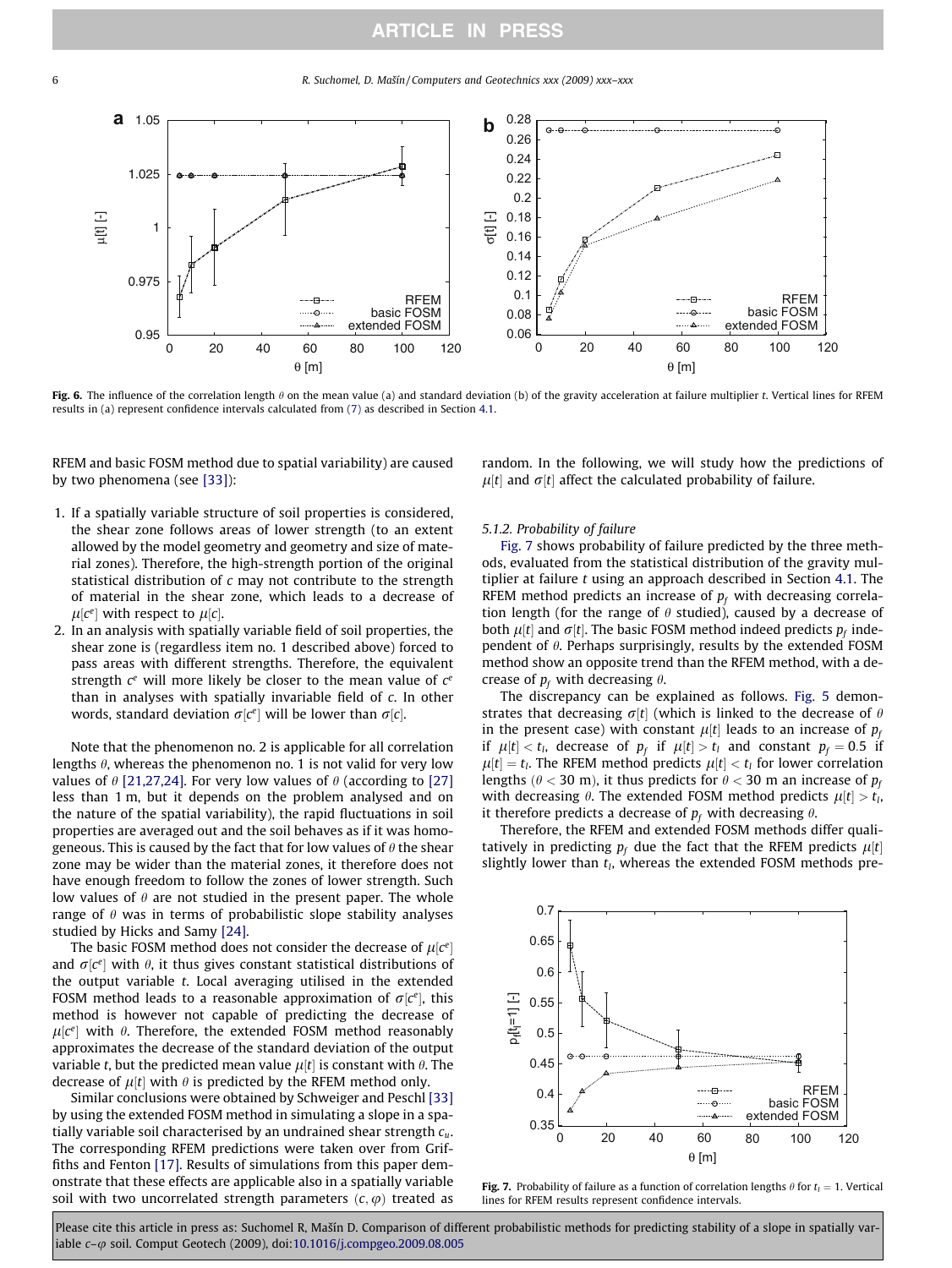**Fig. 6.** The influence of the correlation length $\theta$ on the mean value (a) and standard deviation (b) of the gravity acceleration at failure multiplier $t$. Vertical lines for RFEM results in (a) represent confidence intervals calculated from (7) as described in Section 4.1.

RFEM and basic FOSM method due to spatial variability) are caused by two phenomena (see [33]):

1. If a spatially variable structure of soil properties is considered, the shear zone follows areas of lower strength (to an extent allowed by the model geometry and geometry and size of material zones). Therefore, the high-strength portion of the original statistical distribution of $c$ may not contribute to the strength of material in the shear zone, which leads to a decrease of $\mu[c^e]$ with respect to $\mu[c]$.
2. In an analysis with spatially variable field of soil properties, the shear zone is (regardless item no. 1 described above) forced to pass areas with different strengths. Therefore, the equivalent strength $c^e$ will more likely be closer to the mean value of $c^e$ than in analyses with spatially invariable field of $c$. In other words, standard deviation $\sigma[c^e]$ will be lower than $\sigma[c]$.

Note that the phenomenon no. 2 is applicable for all correlation lengths $\theta$, whereas the phenomenon no. 1 is not valid for very low values of $\theta$ [21,27,24]. For very low values of $\theta$ (according to [27] less than 1 m, but it depends on the problem analysed and on the nature of the spatial variability), the rapid fluctuations in soil properties are averaged out and the soil behaves as if it was homogeneous. This is caused by the fact that for low values of $\theta$ the shear zone may be wider than the material zones, it therefore does not have enough freedom to follow the zones of lower strength. Such low values of $\theta$ are not studied in the present paper. The whole range of $\theta$ was in terms of probabilistic slope stability analyses studied by Hicks and Samy [24].

The basic FOSM method does not consider the decrease of $\mu[c^e]$ and $\sigma[c^e]$ with $\theta$, it thus gives constant statistical distributions of the output variable $t$. Local averaging utilised in the extended FOSM method leads to a reasonable approximation of $\sigma[c^e]$, this method is however not capable of predicting the decrease of $\mu[c^e]$ with $\theta$. Therefore, the extended FOSM method reasonably approximates the decrease of the standard deviation of the output variable $t$, but the predicted mean value $\mu[t]$ is constant with $\theta$. The decrease of $\mu[t]$ with $\theta$ is predicted by the RFEM method only.

Similar conclusions were obtained by Schweiger and Peschl [33] by using the extended FOSM method in simulating a slope in a spatially variable soil characterised by an undrained shear strength $c_u$. The corresponding RFEM predictions were taken over from Griffiths and Fenton [17]. Results of simulations from this paper demonstrate that these effects are applicable also in a spatially variable soil with two uncorrelated strength parameters $(c, \varphi)$ treated as random. In the following, we will study how the predictions of $\mu[t]$ and $\sigma[t]$ affect the calculated probability of failure.

#### 5.1.2. Probability of failure

Fig. 7 shows probability of failure predicted by the three methods, evaluated from the statistical distribution of the gravity multiplier at failure $t$ using an approach described in Section 4.1. The RFEM method predicts an increase of $p_f$ with decreasing correlation length (for the range of $\theta$ studied), caused by a decrease of both $\mu[t]$ and $\sigma[t]$. The basic FOSM method indeed predicts $p_f$ independent of $\theta$. Perhaps surprisingly, results by the extended FOSM method show an opposite trend than the RFEM method, with a decrease of $p_f$ with decreasing $\theta$.

The discrepancy can be explained as follows. Fig. 5 demonstrates that decreasing $\sigma[t]$ (which is linked to the decrease of $\theta$ in the present case) with constant $\mu[t]$ leads to an increase of $p_f$ if $\mu[t] < t_l$, decrease of $p_f$ if $\mu[t] > t_l$ and constant $p_f = 0.5$ if $\mu[t] = t_l$. The RFEM method predicts $\mu[t] < t_l$ for lower correlation lengths ($\theta < 30$ m), it thus predicts for $\theta < 30$ m an increase of $p_f$ with decreasing $\theta$. The extended FOSM method predicts $\mu[t] > t_l$, it therefore predicts a decrease of $p_f$ with decreasing $\theta$.

Therefore, the RFEM and extended FOSM methods differ qualitatively in predicting $p_f$ due the fact that the RFEM predicts $\mu[t]$ slightly lower than $t_l$, whereas the extended FOSM methods pre-

**Fig. 7.** Probability of failure as a function of correlation lengths $\theta$ for $t_l = 1$. Vertical lines for RFEM results represent confidence intervals.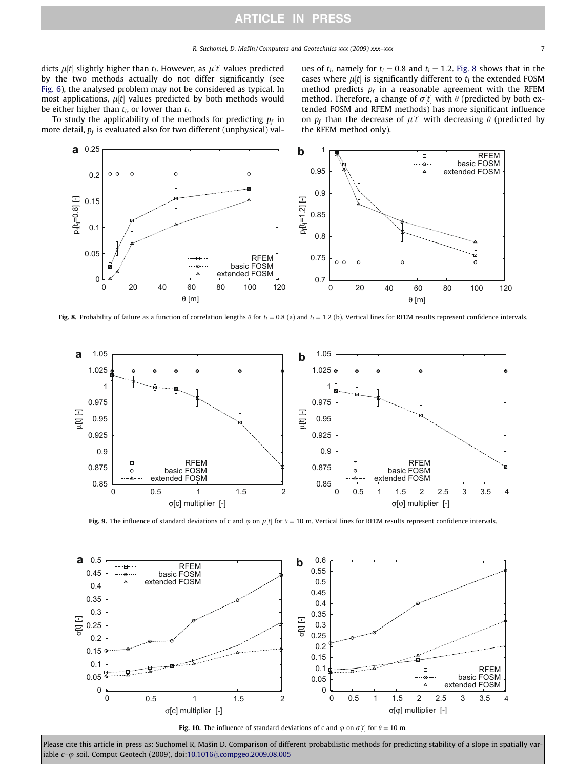dicts $\mu[t]$ slightly higher than $t_l$. However, as $\mu[t]$ values predicted by the two methods actually do not differ significantly (see Fig. 6), the analysed problem may not be considered as typical. In most applications, $\mu[t]$ values predicted by both methods would be either higher than $t_l$, or lower than $t_l$.

To study the applicability of the methods for predicting $p_f$ in more detail, $p_f$ is evaluated also for two different (unphysical) values of $t_l$, namely for $t_l = 0.8$ and $t_l = 1.2$. Fig. 8 shows that in the cases where $\mu[t]$ is significantly different to $t_l$ the extended FOSM method predicts $p_f$ in a reasonable agreement with the RFEM method. Therefore, a change of $\sigma[t]$ with $\theta$ (predicted by both extended FOSM and RFEM methods) has more significant influence on $p_f$ than the decrease of $\mu[t]$ with decreasing $\theta$ (predicted by the RFEM method only).

**Fig. 8.** Probability of failure as a function of correlation lengths $\theta$ for $t_l = 0.8$ (a) and $t_l = 1.2$ (b). Vertical lines for RFEM results represent confidence intervals.

**Fig. 9.** The influence of standard deviations of c and $\varphi$ on $\mu[t]$ for $\theta = 10$ m. Vertical lines for RFEM results represent confidence intervals.

**Fig. 10.** The influence of standard deviations of c and $\varphi$ on $\sigma[t]$ for $\theta = 10$ m.

Please cite this article in press as: Suchomel R, Mašín D. Comparison of different probabilistic methods for predicting stability of a slope in spatially variable c–φ soil. Comput Geotech (2009), doi:10.1016/j.compgeo.2009.08.005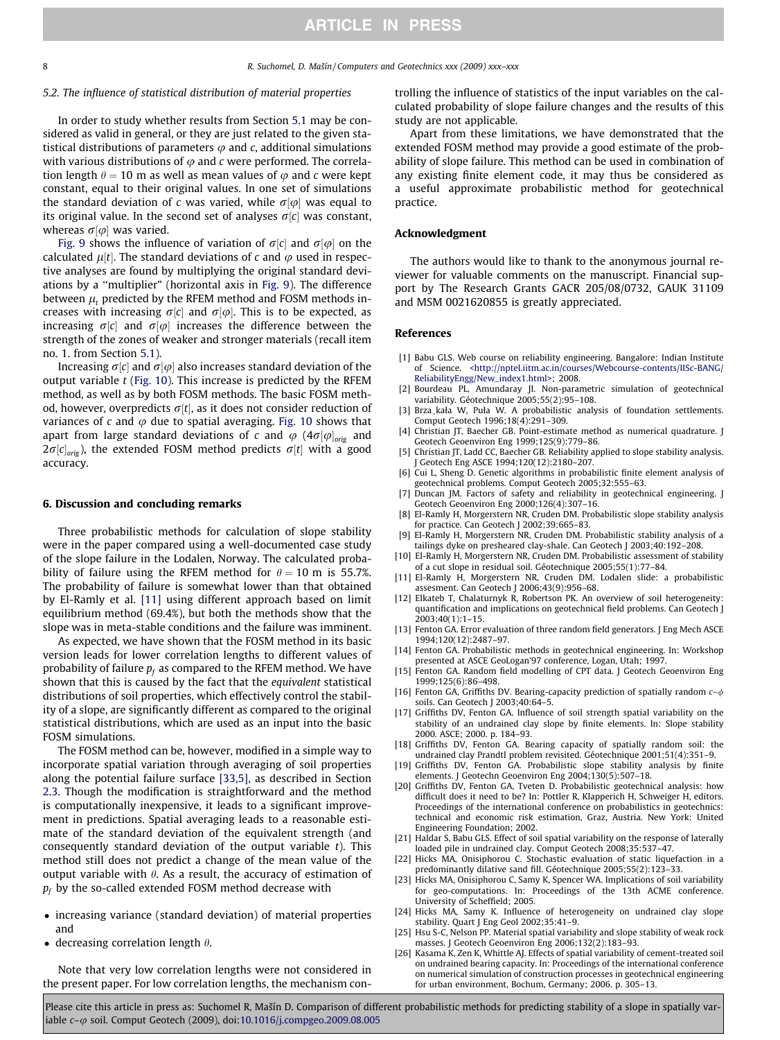### 5.2. The influence of statistical distribution of material properties

In order to study whether results from Section 5.1 may be considered as valid in general, or they are just related to the given statistical distributions of parameters $\varphi$ and $c$, additional simulations with various distributions of $\varphi$ and $c$ were performed. The correlation length $\theta = 10$ m as well as mean values of $\varphi$ and $c$ were kept constant, equal to their original values. In one set of simulations the standard deviation of $c$ was varied, while $\sigma[\varphi]$ was equal to its original value. In the second set of analyses $\sigma[c]$ was constant, whereas $\sigma[\varphi]$ was varied.

Fig. 9 shows the influence of variation of $\sigma[c]$ and $\sigma[\varphi]$ on the calculated $\mu[t]$. The standard deviations of $c$ and $\varphi$ used in respective analyses are found by multiplying the original standard deviations by a "multiplier" (horizontal axis in Fig. 9). The difference between $\mu_t$ predicted by the RFEM method and FOSM methods increases with increasing $\sigma[c]$ and $\sigma[\varphi]$. This is to be expected, as increasing $\sigma[c]$ and $\sigma[\varphi]$ increases the difference between the strength of the zones of weaker and stronger materials (recall item no. 1. from Section 5.1).

Increasing $\sigma[c]$ and $\sigma[\varphi]$ also increases standard deviation of the output variable $t$ (Fig. 10). This increase is predicted by the RFEM method, as well as by both FOSM methods. The basic FOSM method, however, overpredicts $\sigma[t]$, as it does not consider reduction of variances of $c$ and $\varphi$ due to spatial averaging. Fig. 10 shows that apart from large standard deviations of $c$ and $\varphi$ ($4\sigma[\varphi]_{orig}$ and $2\sigma[c]_{orig}$), the extended FOSM method predicts $\sigma[t]$ with a good accuracy.

## 6. Discussion and concluding remarks

Three probabilistic methods for calculation of slope stability were in the paper compared using a well-documented case study of the slope failure in the Lodalen, Norway. The calculated probability of failure using the RFEM method for $\theta = 10$ m is 55.7%. The probability of failure is somewhat lower than that obtained by El-Ramly et al. [11] using different approach based on limit equilibrium method (69.4%), but both the methods show that the slope was in meta-stable conditions and the failure was imminent.

As expected, we have shown that the FOSM method in its basic version leads for lower correlation lengths to different values of probability of failure $p_f$ as compared to the RFEM method. We have shown that this is caused by the fact that the *equivalent* statistical distributions of soil properties, which effectively control the stability of a slope, are significantly different as compared to the original statistical distributions, which are used as an input into the basic FOSM simulations.

The FOSM method can be, however, modified in a simple way to incorporate spatial variation through averaging of soil properties along the potential failure surface [33,5], as described in Section 2.3. Though the modification is straightforward and the method is computationally inexpensive, it leads to a significant improvement in predictions. Spatial averaging leads to a reasonable estimate of the standard deviation of the equivalent strength (and consequently standard deviation of the output variable $t$). This method still does not predict a change of the mean value of the output variable with $\theta$. As a result, the accuracy of estimation of $p_f$ by the so-called extended FOSM method decrease with

- increasing variance (standard deviation) of material properties and
- decreasing correlation length $\theta$.

Note that very low correlation lengths were not considered in the present paper. For low correlation lengths, the mechanism controlling the influence of statistics of the input variables on the calculated probability of slope failure changes and the results of this study are not applicable.

Apart from these limitations, we have demonstrated that the extended FOSM method may provide a good estimate of the probability of slope failure. This method can be used in combination of any existing finite element code, it may thus be considered as a useful approximate probabilistic method for geotechnical practice.

## Acknowledgment

The authors would like to thank to the anonymous journal reviewer for valuable comments on the manuscript. Financial support by The Research Grants GACR 205/08/0732, GAUK 31109 and MSM 0021620855 is greatly appreciated.

## References

[1] Babu GLS. Web course on reliability engineering. Bangalore: Indian Institute of Science. <http://nptel.iitm.ac.in/courses/Webcourse-contents/IISc-BANG/ReliabilityEngg/New_index1.html>; 2008.

[2] Bourdeau PL, Amundaray JI. Non-parametric simulation of geotechnical variability. Géotechnique 2005;55(2):95–108.

[3] Brząkała W, Puła W. A probabilistic analysis of foundation settlements. Comput Geotech 1996;18(4):291–309.

[4] Christian JT, Baecher GB. Point-estimate method as numerical quadrature. J Geotech Geoenviron Eng 1999;125(9):779–86.

[5] Christian JT, Ladd CC, Baecher GB. Reliability applied to slope stability analysis. J Geotech Eng ASCE 1994;120(12):2180–207.

[6] Cui L, Sheng D. Genetic algorithms in probabilistic finite element analysis of geotechnical problems. Comput Geotech 2005;32:555–63.

[7] Duncan JM. Factors of safety and reliability in geotechnical engineering. J Geotech Geoenviron Eng 2000;126(4):307–16.

[8] El-Ramly H, Morgerstern NR, Cruden DM. Probabilistic slope stability analysis for practice. Can Geotech J 2002;39:665–83.

[9] El-Ramly H, Morgerstern NR, Cruden DM. Probabilistic stability analysis of a tailings dyke on presheared clay-shale. Can Geotech J 2003;40:192–208.

[10] El-Ramly H, Morgerstern NR, Cruden DM. Probabilistic assessment of stability of a cut slope in residual soil. Géotechnique 2005;55(1):77–84.

[11] El-Ramly H, Morgerstern NR, Cruden DM. Lodalen slide: a probabilistic assessment. Can Geotech J 2006;43(9):956–68.

[12] Elkateb T, Chalaturnyk R, Robertson PK. An overview of soil heterogeneity: quantification and implications on geotechnical field problems. Can Geotech J 2003;40(1):1–15.

[13] Fenton GA. Error evaluation of three random field generators. J Eng Mech ASCE 1994;120(12):2487–97.

[14] Fenton GA. Probabilistic methods in geotechnical engineering. In: Workshop presented at ASCE GeoLogan'97 conference, Logan, Utah; 1997.

[15] Fenton GA. Random field modelling of CPT data. J Geotech Geoenviron Eng 1999;125(6):86–498.

[16] Fenton GA, Griffiths DV. Bearing-capacity prediction of spatially random $c$–$\phi$ soils. Can Geotech J 2003;40:64–5.

[17] Griffiths DV, Fenton GA. Influence of soil strength spatial variability on the stability of an undrained clay slope by finite elements. In: Slope stability 2000. ASCE; 2000. p. 184–93.

[18] Griffiths DV, Fenton GA. Bearing capacity of spatially random soil: the undrained clay Prandtl problem revisited. Géotechnique 2001;51(4):351–9.

[19] Griffiths DV, Fenton GA. Probabilistic slope stability analysis by finite elements. J Geotechn Geoenviron Eng 2004;130(5):507–18.

[20] Griffiths DV, Fenton GA, Tveten D. Probabilistic geotechnical analysis: how difficult does it need to be? In: Pottler R, Klapperich H, Schweiger H, editors. Proceedings of the international conference on probabilistics in geotechnics: technical and economic risk estimation, Graz, Austria. New York: United Engineering Foundation; 2002.

[21] Haldar S, Babu GLS. Effect of soil spatial variability on the response of laterally loaded pile in undrained clay. Comput Geotech 2008;35:537–47.

[22] Hicks MA, Onisiphorou C. Stochastic evaluation of static liquefaction in a predominantly dilative sand fill. Géotechnique 2005;55(2):123–33.

[23] Hicks MA, Onisiphorou C, Samy K, Spencer WA. Implications of soil variability for geo-computations. In: Proceedings of the 13th ACME conference. University of Scheffield; 2005.

[24] Hicks MA, Samy K. Influence of heterogeneity on undrained clay slope stability. Quart J Eng Geol 2002;35:41–9.

[25] Hsu S-C, Nelson PP. Material spatial variability and slope stability of weak rock masses. J Geotech Geoenviron Eng 2006;132(2):183–93.

[26] Kasama K, Zen K, Whittle AJ. Effects of spatial variability of cement-treated soil on undrained bearing capacity. In: Proceedings of the international conference on numerical simulation of construction processes in geotechnical engineering for urban environment, Bochum, Germany; 2006. p. 305–13.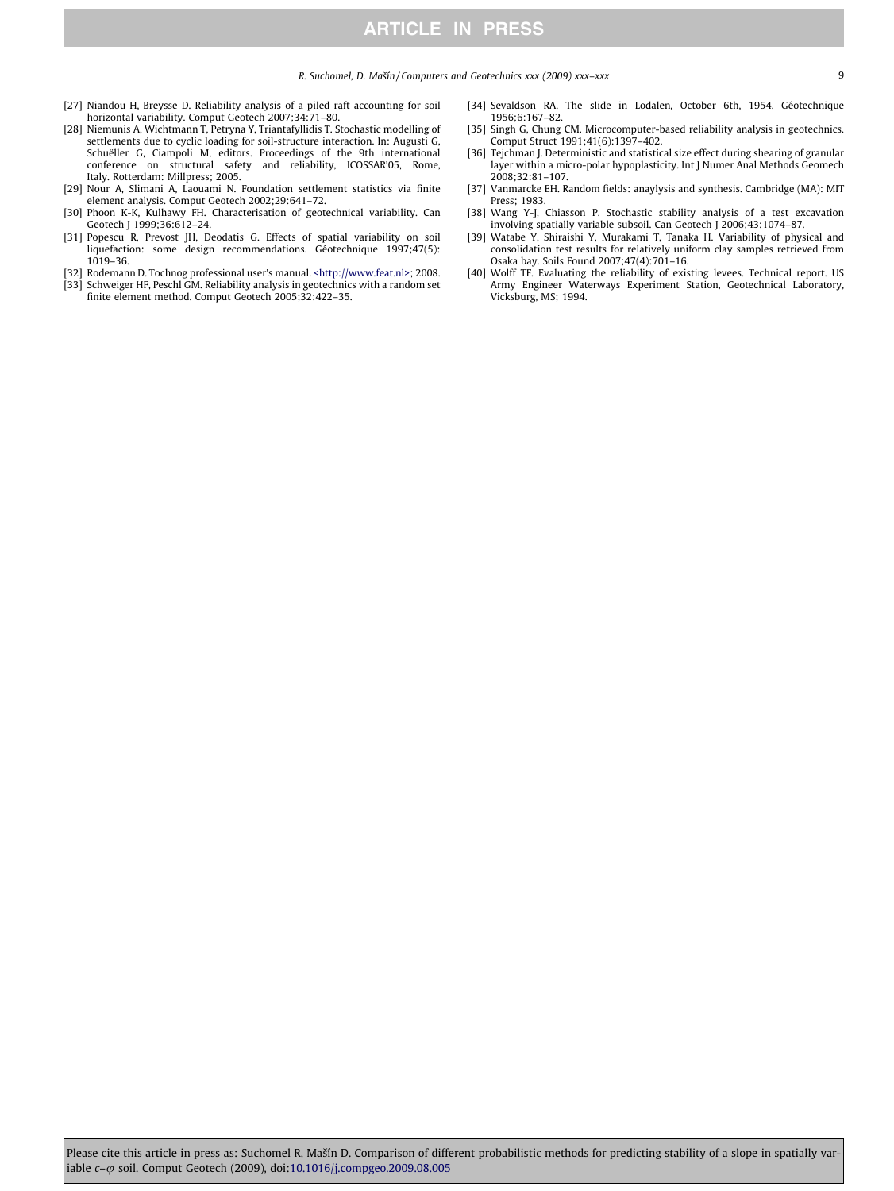[27] Niandou H, Breysse D. Reliability analysis of a piled raft accounting for soil horizontal variability. Comput Geotech 2007;34:71–80.

[28] Niemunis A, Wichtmann T, Petryna Y, Triantafyllidis T. Stochastic modelling of settlements due to cyclic loading for soil-structure interaction. In: Augusti G, Schuëller G, Ciampoli M, editors. Proceedings of the 9th international conference on structural safety and reliability, ICOSSAR'05, Rome, Italy. Rotterdam: Millpress; 2005.

[29] Nour A, Slimani A, Laouami N. Foundation settlement statistics via finite element analysis. Comput Geotech 2002;29:641–72.

[30] Phoon K-K, Kulhawy FH. Characterisation of geotechnical variability. Can Geotech J 1999;36:612–24.

[31] Popescu R, Prevost JH, Deodatis G. Effects of spatial variability on soil liquefaction: some design recommendations. Géotechnique 1997;47(5): 1019–36.

[32] Rodemann D. Tochnog professional user's manual. <http://www.feat.nl>; 2008.

[33] Schweiger HF, Peschl GM. Reliability analysis in geotechnics with a random set finite element method. Comput Geotech 2005;32:422–35.

[34] Sevaldson RA. The slide in Lodalen, October 6th, 1954. Géotechnique 1956;6:167–82.

[35] Singh G, Chung CM. Microcomputer-based reliability analysis in geotechnics. Comput Struct 1991;41(6):1397–402.

[36] Tejchman J. Deterministic and statistical size effect during shearing of granular layer within a micro-polar hypoplasticity. Int J Numer Anal Methods Geomech 2008;32:81–107.

[37] Vanmarcke EH. Random fields: anaylysis and synthesis. Cambridge (MA): MIT Press; 1983.

[38] Wang Y-J, Chiasson P. Stochastic stability analysis of a test excavation involving spatially variable subsoil. Can Geotech J 2006;43:1074–87.

[39] Watabe Y, Shiraishi Y, Murakami T, Tanaka H. Variability of physical and consolidation test results for relatively uniform clay samples retrieved from Osaka bay. Soils Found 2007;47(4):701–16.

[40] Wolff TF. Evaluating the reliability of existing levees. Technical report. US Army Engineer Waterways Experiment Station, Geotechnical Laboratory, Vicksburg, MS; 1994.